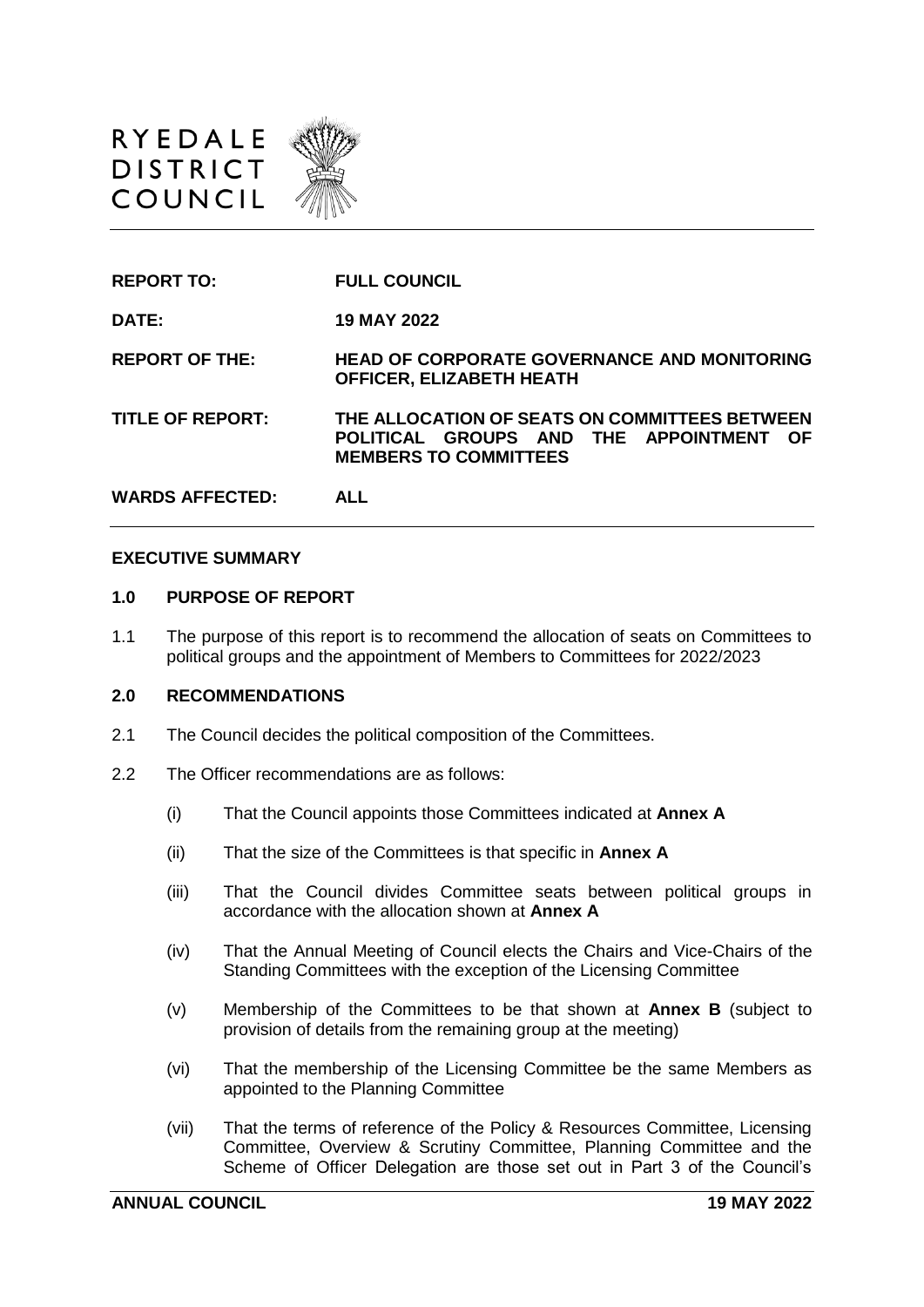RYEDALE DISTRICT COUNCIL

| | |
|---|---|
| **REPORT TO:** | **FULL COUNCIL** |
| **DATE:** | **19 MAY 2022** |
| **REPORT OF THE:** | **HEAD OF CORPORATE GOVERNANCE AND MONITORING OFFICER, ELIZABETH HEATH** |
| **TITLE OF REPORT:** | **THE ALLOCATION OF SEATS ON COMMITTEES BETWEEN POLITICAL GROUPS AND THE APPOINTMENT OF MEMBERS TO COMMITTEES** |
| **WARDS AFFECTED:** | **ALL** |

## EXECUTIVE SUMMARY

### 1.0 PURPOSE OF REPORT

1.1 The purpose of this report is to recommend the allocation of seats on Committees to political groups and the appointment of Members to Committees for 2022/2023

### 2.0 RECOMMENDATIONS

2.1 The Council decides the political composition of the Committees.

2.2 The Officer recommendations are as follows:

(i) That the Council appoints those Committees indicated at **Annex A**

(ii) That the size of the Committees is that specific in **Annex A**

(iii) That the Council divides Committee seats between political groups in accordance with the allocation shown at **Annex A**

(iv) That the Annual Meeting of Council elects the Chairs and Vice-Chairs of the Standing Committees with the exception of the Licensing Committee

(v) Membership of the Committees to be that shown at **Annex B** (subject to provision of details from the remaining group at the meeting)

(vi) That the membership of the Licensing Committee be the same Members as appointed to the Planning Committee

(vii) That the terms of reference of the Policy & Resources Committee, Licensing Committee, Overview & Scrutiny Committee, Planning Committee and the Scheme of Officer Delegation are those set out in Part 3 of the Council's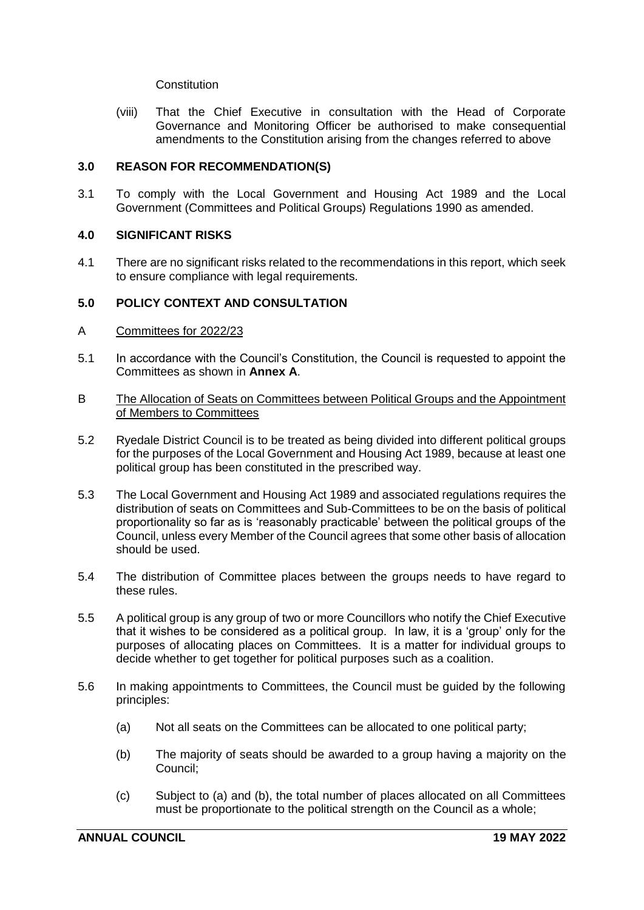Constitution

(viii) That the Chief Executive in consultation with the Head of Corporate Governance and Monitoring Officer be authorised to make consequential amendments to the Constitution arising from the changes referred to above

## 3.0 REASON FOR RECOMMENDATION(S)

3.1 To comply with the Local Government and Housing Act 1989 and the Local Government (Committees and Political Groups) Regulations 1990 as amended.

## 4.0 SIGNIFICANT RISKS

4.1 There are no significant risks related to the recommendations in this report, which seek to ensure compliance with legal requirements.

## 5.0 POLICY CONTEXT AND CONSULTATION

A Committees for 2022/23

5.1 In accordance with the Council's Constitution, the Council is requested to appoint the Committees as shown in **Annex A**.

B The Allocation of Seats on Committees between Political Groups and the Appointment of Members to Committees

5.2 Ryedale District Council is to be treated as being divided into different political groups for the purposes of the Local Government and Housing Act 1989, because at least one political group has been constituted in the prescribed way.

5.3 The Local Government and Housing Act 1989 and associated regulations requires the distribution of seats on Committees and Sub-Committees to be on the basis of political proportionality so far as is 'reasonably practicable' between the political groups of the Council, unless every Member of the Council agrees that some other basis of allocation should be used.

5.4 The distribution of Committee places between the groups needs to have regard to these rules.

5.5 A political group is any group of two or more Councillors who notify the Chief Executive that it wishes to be considered as a political group. In law, it is a 'group' only for the purposes of allocating places on Committees. It is a matter for individual groups to decide whether to get together for political purposes such as a coalition.

5.6 In making appointments to Committees, the Council must be guided by the following principles:

(a) Not all seats on the Committees can be allocated to one political party;

(b) The majority of seats should be awarded to a group having a majority on the Council;

(c) Subject to (a) and (b), the total number of places allocated on all Committees must be proportionate to the political strength on the Council as a whole;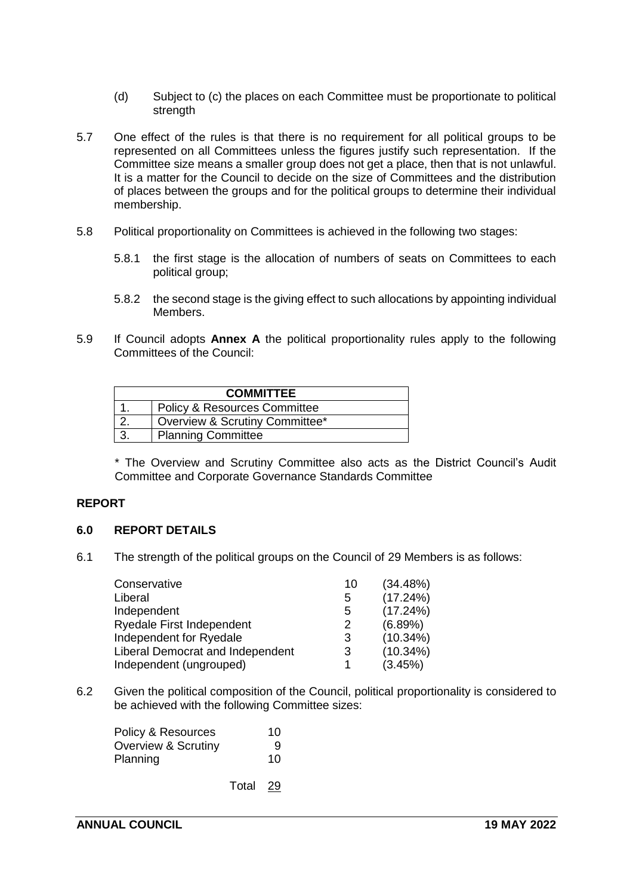(d) Subject to (c) the places on each Committee must be proportionate to political strength

5.7 One effect of the rules is that there is no requirement for all political groups to be represented on all Committees unless the figures justify such representation. If the Committee size means a smaller group does not get a place, then that is not unlawful. It is a matter for the Council to decide on the size of Committees and the distribution of places between the groups and for the political groups to determine their individual membership.

5.8 Political proportionality on Committees is achieved in the following two stages:

5.8.1 the first stage is the allocation of numbers of seats on Committees to each political group;

5.8.2 the second stage is the giving effect to such allocations by appointing individual Members.

5.9 If Council adopts **Annex A** the political proportionality rules apply to the following Committees of the Council:

| COMMITTEE | |
|---|---|
| 1. | Policy & Resources Committee |
| 2. | Overview & Scrutiny Committee* |
| 3. | Planning Committee |

\* The Overview and Scrutiny Committee also acts as the District Council's Audit Committee and Corporate Governance Standards Committee

## REPORT

### 6.0 REPORT DETAILS

6.1 The strength of the political groups on the Council of 29 Members is as follows:

| | | |
|---|---|---|
| Conservative | 10 | (34.48%) |
| Liberal | 5 | (17.24%) |
| Independent | 5 | (17.24%) |
| Ryedale First Independent | 2 | (6.89%) |
| Independent for Ryedale | 3 | (10.34%) |
| Liberal Democrat and Independent | 3 | (10.34%) |
| Independent (ungrouped) | 1 | (3.45%) |

6.2 Given the political composition of the Council, political proportionality is considered to be achieved with the following Committee sizes:

| | |
|---|---|
| Policy & Resources | 10 |
| Overview & Scrutiny | 9 |
| Planning | 10 |
| Total | 29 |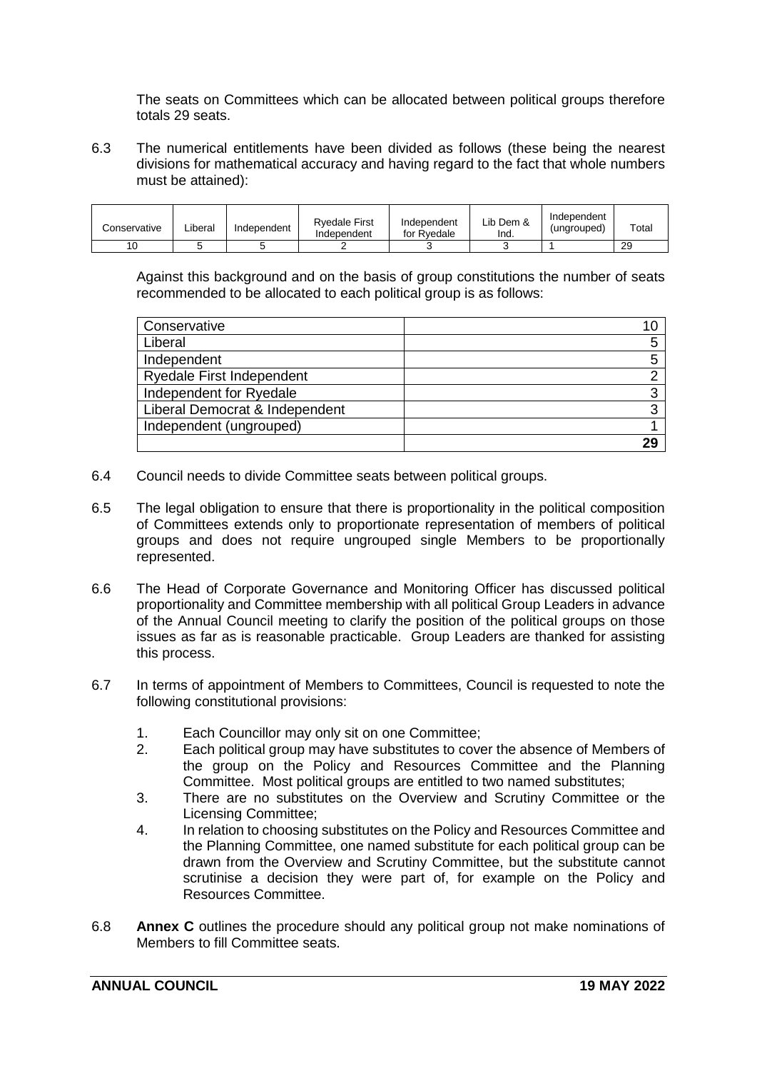The seats on Committees which can be allocated between political groups therefore totals 29 seats.

6.3 The numerical entitlements have been divided as follows (these being the nearest divisions for mathematical accuracy and having regard to the fact that whole numbers must be attained):

| Conservative | Liberal | Independent | Ryedale First Independent | Independent for Ryedale | Lib Dem & Ind. | Independent (ungrouped) | Total |
|---|---|---|---|---|---|---|---|
| 10 | 5 | 5 | 2 | 3 | 3 | 1 | 29 |

Against this background and on the basis of group constitutions the number of seats recommended to be allocated to each political group is as follows:

| | |
|---|---|
| Conservative | 10 |
| Liberal | 5 |
| Independent | 5 |
| Ryedale First Independent | 2 |
| Independent for Ryedale | 3 |
| Liberal Democrat & Independent | 3 |
| Independent (ungrouped) | 1 |
| | **29** |

6.4 Council needs to divide Committee seats between political groups.

6.5 The legal obligation to ensure that there is proportionality in the political composition of Committees extends only to proportionate representation of members of political groups and does not require ungrouped single Members to be proportionally represented.

6.6 The Head of Corporate Governance and Monitoring Officer has discussed political proportionality and Committee membership with all political Group Leaders in advance of the Annual Council meeting to clarify the position of the political groups on those issues as far as is reasonable practicable. Group Leaders are thanked for assisting this process.

6.7 In terms of appointment of Members to Committees, Council is requested to note the following constitutional provisions:

1. Each Councillor may only sit on one Committee;
2. Each political group may have substitutes to cover the absence of Members of the group on the Policy and Resources Committee and the Planning Committee. Most political groups are entitled to two named substitutes;
3. There are no substitutes on the Overview and Scrutiny Committee or the Licensing Committee;
4. In relation to choosing substitutes on the Policy and Resources Committee and the Planning Committee, one named substitute for each political group can be drawn from the Overview and Scrutiny Committee, but the substitute cannot scrutinise a decision they were part of, for example on the Policy and Resources Committee.

6.8 **Annex C** outlines the procedure should any political group not make nominations of Members to fill Committee seats.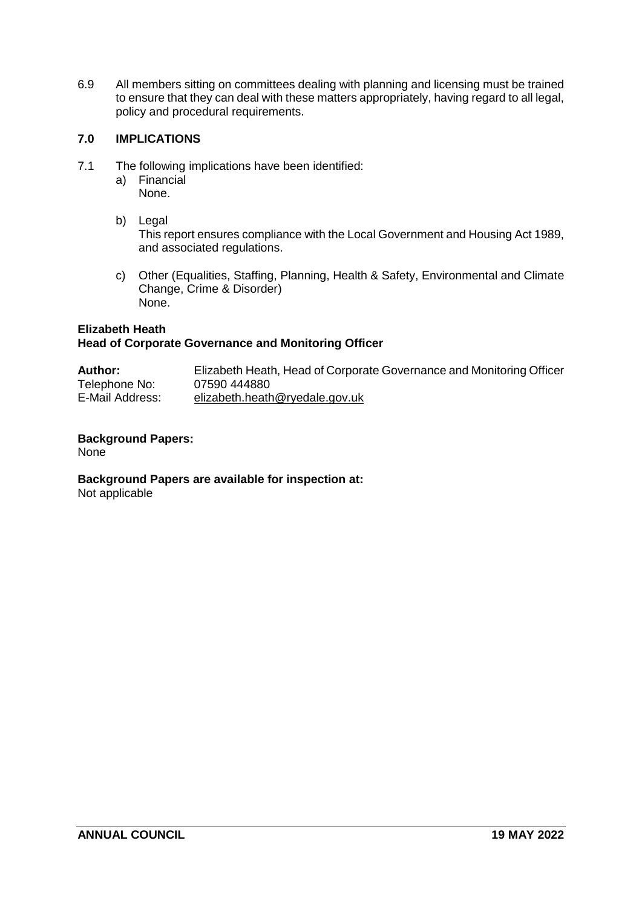6.9 All members sitting on committees dealing with planning and licensing must be trained to ensure that they can deal with these matters appropriately, having regard to all legal, policy and procedural requirements.

## 7.0 IMPLICATIONS

7.1 The following implications have been identified:

a) Financial
None.

b) Legal
This report ensures compliance with the Local Government and Housing Act 1989, and associated regulations.

c) Other (Equalities, Staffing, Planning, Health & Safety, Environmental and Climate Change, Crime & Disorder)
None.

**Elizabeth Heath**
**Head of Corporate Governance and Monitoring Officer**

**Author:** Elizabeth Heath, Head of Corporate Governance and Monitoring Officer
Telephone No: 07590 444880
E-Mail Address: elizabeth.heath@ryedale.gov.uk

**Background Papers:**
None

**Background Papers are available for inspection at:**
Not applicable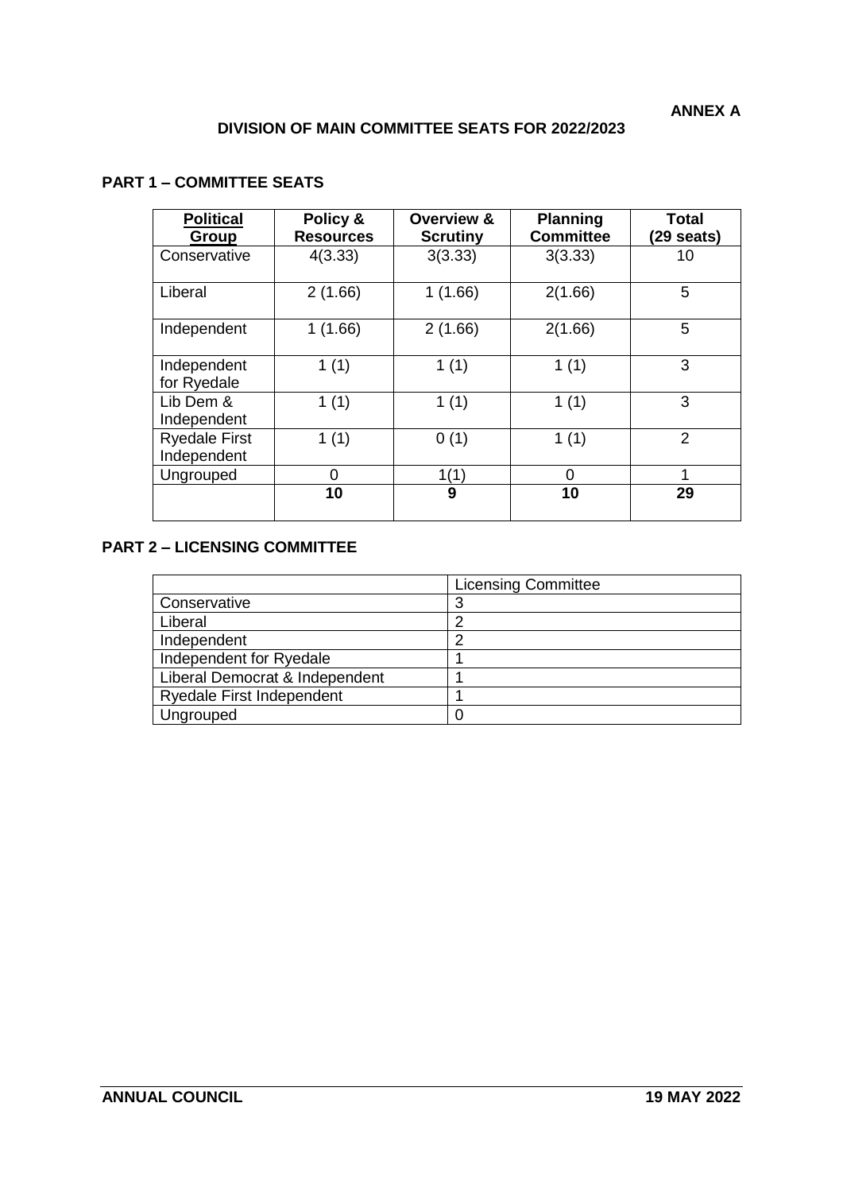**ANNEX A**

## DIVISION OF MAIN COMMITTEE SEATS FOR 2022/2023

### PART 1 – COMMITTEE SEATS

| Political Group | Policy & Resources | Overview & Scrutiny | Planning Committee | Total (29 seats) |
|---|---|---|---|---|
| Conservative | 4(3.33) | 3(3.33) | 3(3.33) | 10 |
| Liberal | 2 (1.66) | 1 (1.66) | 2(1.66) | 5 |
| Independent | 1 (1.66) | 2 (1.66) | 2(1.66) | 5 |
| Independent for Ryedale | 1 (1) | 1 (1) | 1 (1) | 3 |
| Lib Dem & Independent | 1 (1) | 1 (1) | 1 (1) | 3 |
| Ryedale First Independent | 1 (1) | 0 (1) | 1 (1) | 2 |
| Ungrouped | 0 | 1(1) | 0 | 1 |
| | **10** | **9** | **10** | **29** |

### PART 2 – LICENSING COMMITTEE

| | Licensing Committee |
|---|---|
| Conservative | 3 |
| Liberal | 2 |
| Independent | 2 |
| Independent for Ryedale | 1 |
| Liberal Democrat & Independent | 1 |
| Ryedale First Independent | 1 |
| Ungrouped | 0 |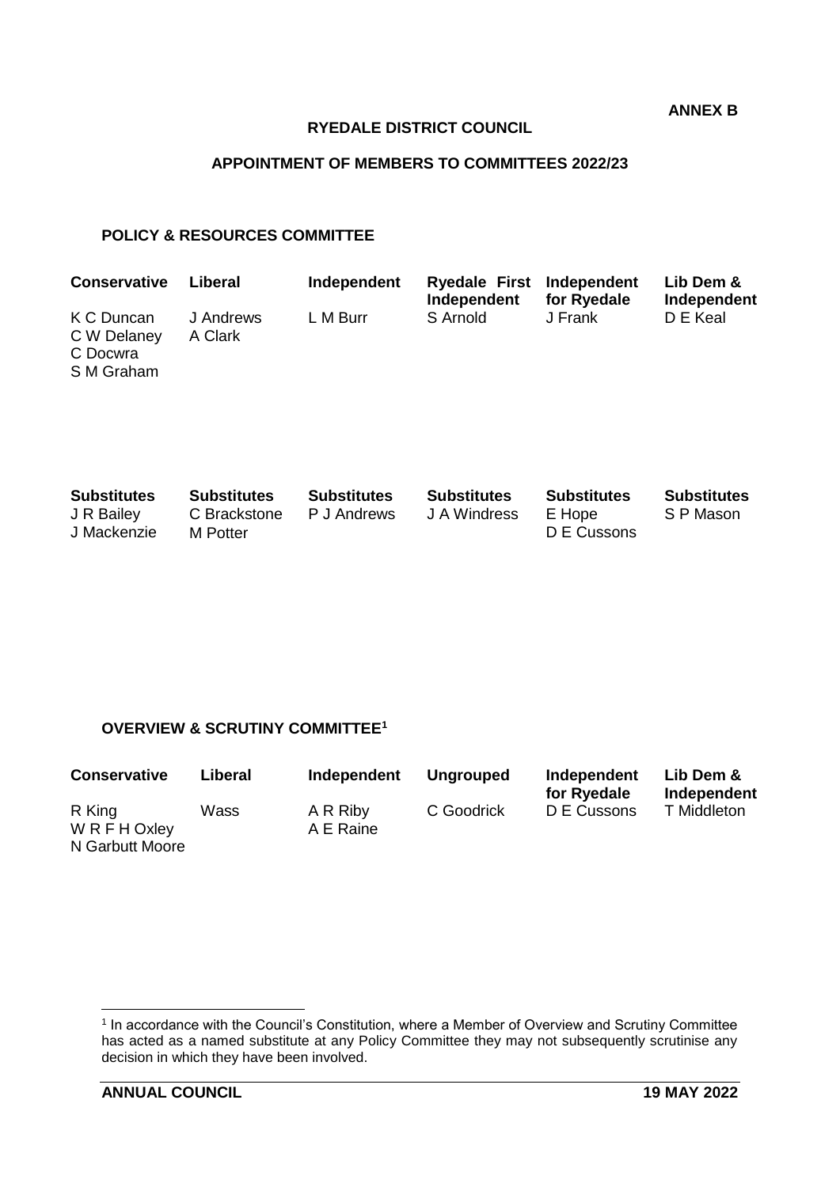**ANNEX B**

**RYEDALE DISTRICT COUNCIL**

**APPOINTMENT OF MEMBERS TO COMMITTEES 2022/23**

**POLICY & RESOURCES COMMITTEE**

| Conservative | Liberal | Independent | Ryedale First Independent | Independent for Ryedale | Lib Dem & Independent |
|---|---|---|---|---|---|
| K C Duncan | J Andrews | L M Burr | S Arnold | J Frank | D E Keal |
| C W Delaney | A Clark | | | | |
| C Docwra | | | | | |
| S M Graham | | | | | |

| Substitutes | Substitutes | Substitutes | Substitutes | Substitutes | Substitutes |
|---|---|---|---|---|---|
| J R Bailey | C Brackstone | P J Andrews | J A Windress | E Hope | S P Mason |
| J Mackenzie | M Potter | | | D E Cussons | |

**OVERVIEW & SCRUTINY COMMITTEE[1]**

| Conservative | Liberal | Independent | Ungrouped | Independent for Ryedale | Lib Dem & Independent |
|---|---|---|---|---|---|
| R King | Wass | A R Riby | C Goodrick | D E Cussons | T Middleton |
| W R F H Oxley | | A E Raine | | | |
| N Garbutt Moore | | | | | |

[1] In accordance with the Council's Constitution, where a Member of Overview and Scrutiny Committee has acted as a named substitute at any Policy Committee they may not subsequently scrutinise any decision in which they have been involved.

**ANNUAL COUNCIL** **19 MAY 2022**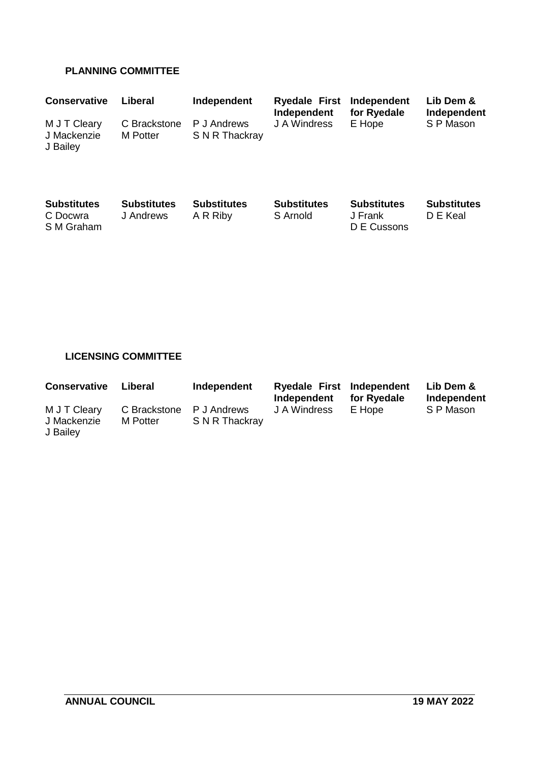**PLANNING COMMITTEE**

| Conservative | Liberal | Independent | Ryedale First Independent | Independent for Ryedale | Lib Dem & Independent |
|---|---|---|---|---|---|
| M J T Cleary | C Brackstone | P J Andrews | J A Windress | E Hope | S P Mason |
| J Mackenzie | M Potter | S N R Thackray | | | |
| J Bailey | | | | | |

| Substitutes | Substitutes | Substitutes | Substitutes | Substitutes | Substitutes |
|---|---|---|---|---|---|
| C Docwra | J Andrews | A R Riby | S Arnold | J Frank | D E Keal |
| S M Graham | | | | D E Cussons | |

**LICENSING COMMITTEE**

| Conservative | Liberal | Independent | Ryedale First Independent | Independent for Ryedale | Lib Dem & Independent |
|---|---|---|---|---|---|
| M J T Cleary | C Brackstone | P J Andrews | J A Windress | E Hope | S P Mason |
| J Mackenzie | M Potter | S N R Thackray | | | |
| J Bailey | | | | | |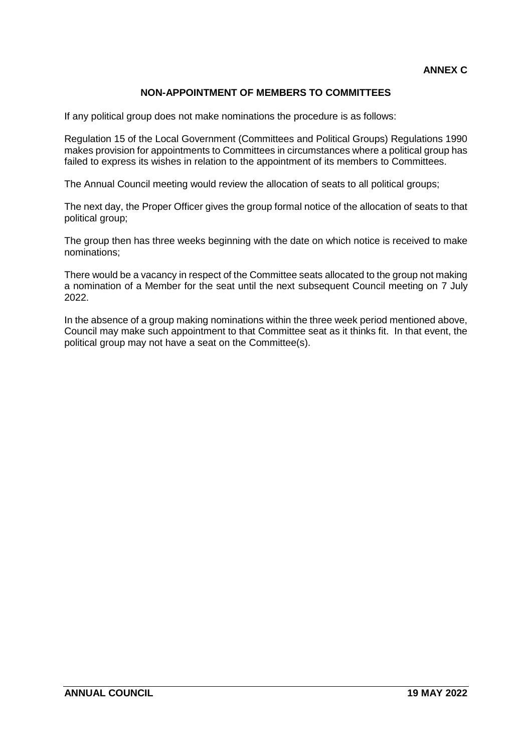**ANNEX C**

## NON-APPOINTMENT OF MEMBERS TO COMMITTEES

If any political group does not make nominations the procedure is as follows:

Regulation 15 of the Local Government (Committees and Political Groups) Regulations 1990 makes provision for appointments to Committees in circumstances where a political group has failed to express its wishes in relation to the appointment of its members to Committees.

The Annual Council meeting would review the allocation of seats to all political groups;

The next day, the Proper Officer gives the group formal notice of the allocation of seats to that political group;

The group then has three weeks beginning with the date on which notice is received to make nominations;

There would be a vacancy in respect of the Committee seats allocated to the group not making a nomination of a Member for the seat until the next subsequent Council meeting on 7 July 2022.

In the absence of a group making nominations within the three week period mentioned above, Council may make such appointment to that Committee seat as it thinks fit. In that event, the political group may not have a seat on the Committee(s).